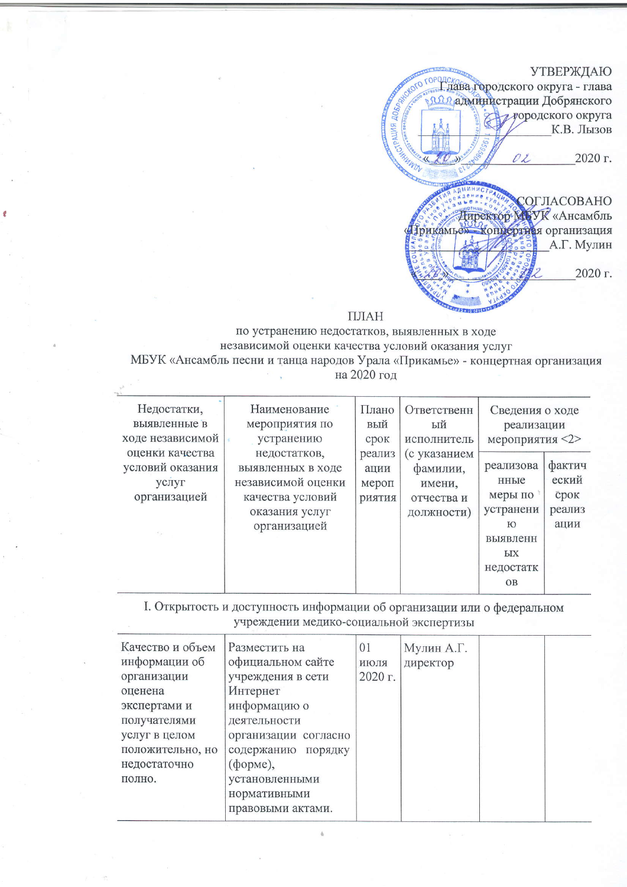УТВЕРЖДАЮ
Глава городского округа - глава администрации Добрянского городского округа
_____________ К.В. Лызов
«____» ___02_______ 2020 г.

СОГЛАСОВАНО
Директор МБУК «Ансамбль «Прикамье» - концертная организация
_____________ А.Г. Мулин
«____» _____________ 2020 г.

ПЛАН
по устранению недостатков, выявленных в ходе
независимой оценки качества условий оказания услуг
МБУК «Ансамбль песни и танца народов Урала «Прикамье» - концертная организация
на 2020 год

| Недостатки, выявленные в ходе независимой оценки качества условий оказания услуг организацией | Наименование мероприятия по устранению недостатков, выявленных в ходе независимой оценки качества условий оказания услуг организацией | Плановый срок реализации мероприятия | Ответственный исполнитель (с указанием фамилии, имени, отчества и должности) | Сведения о ходе реализации мероприятия <2> | |
|---|---|---|---|---|---|
| | | | | реализованные меры по устранению выявленных недостатков | фактический срок реализации |
| **I. Открытость и доступность информации об организации или о федеральном учреждении медико-социальной экспертизы** | | | | | |
| Качество и объем информации об организации оценена экспертами и получателями услуг в целом положительно, но недостаточно полно. | Разместить на официальном сайте учреждения в сети Интернет информацию о деятельности организации согласно содержанию порядку (форме), установленными нормативными правовыми актами. | 01 июля 2020 г. | Мулин А.Г. директор | | |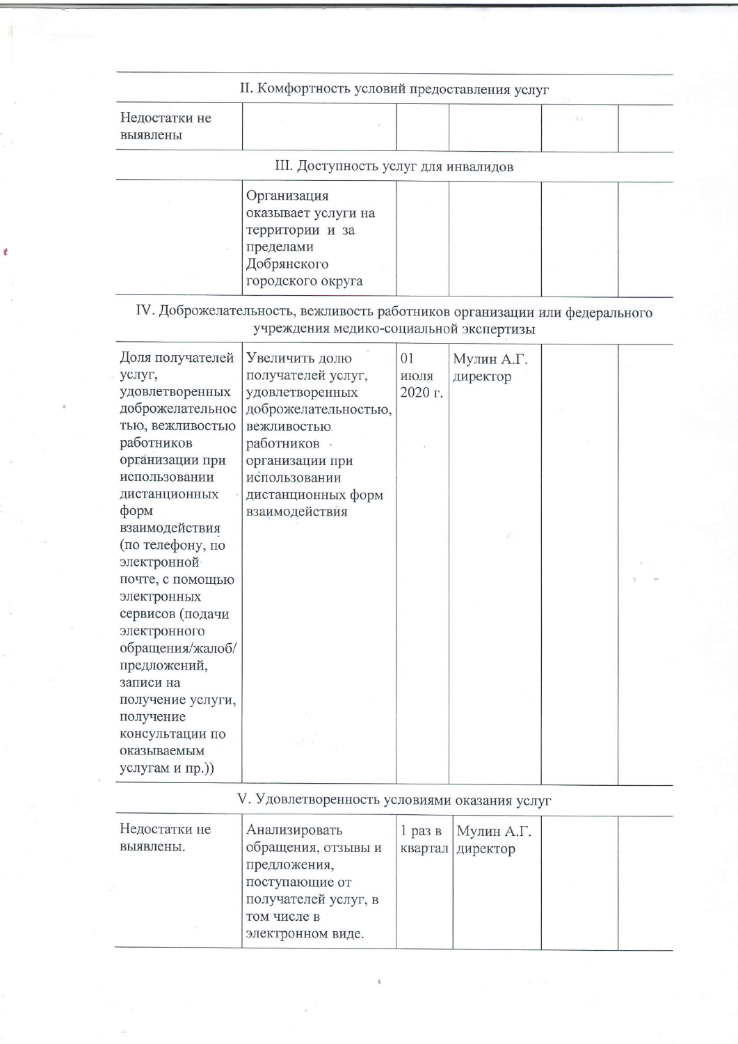| | | | | | |
|---|---|---|---|---|---|
| II. Комфортность условий предоставления услуг | | | | | |
| Недостатки не выявлены | | | | | |
| III. Доступность услуг для инвалидов | | | | | |
| | Организация оказывает услуги на территории и за пределами Добрянского городского округа | | | | |
| IV. Доброжелательность, вежливость работников организации или федерального учреждения медико-социальной экспертизы | | | | | |
| Доля получателей услуг, удовлетворенных доброжелательностью, вежливостью работников организации при использовании дистанционных форм взаимодействия (по телефону, по электронной почте, с помощью электронных сервисов (подачи электронного обращения/жалоб/ предложений, записи на получение услуги, получение консультации по оказываемым услугам и пр.)) | Увеличить долю получателей услуг, удовлетворенных доброжелательностью, вежливостью работников организации при использовании дистанционных форм взаимодействия | 01 июля 2020 г. | Мулин А.Г. директор | | |
| V. Удовлетворенность условиями оказания услуг | | | | | |
| Недостатки не выявлены. | Анализировать обращения, отзывы и предложения, поступающие от получателей услуг, в том числе в электронном виде. | 1 раз в квартал | Мулин А.Г. директор | | |